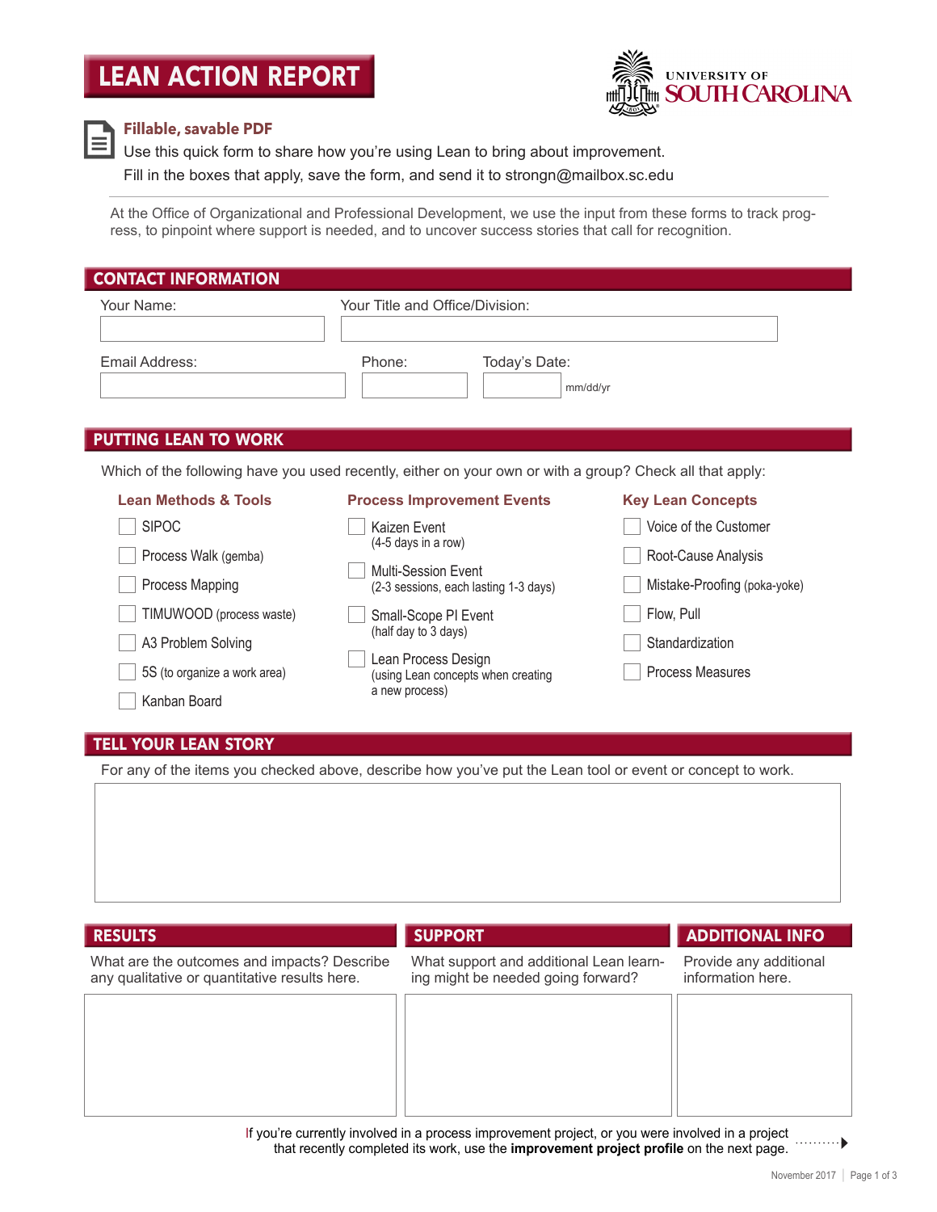# LEAN ACTION REPORT

UNIVERSITY OF SOUTH CAROLINA

**Fillable, savable PDF**

Use this quick form to share how you're using Lean to bring about improvement.

Fill in the boxes that apply, save the form, and send it to strongn@mailbox.sc.edu

At the Office of Organizational and Professional Development, we use the input from these forms to track progress, to pinpoint where support is needed, and to uncover success stories that call for recognition.

## CONTACT INFORMATION

Your Name:

Your Title and Office/Division:

Email Address:

Phone:

Today's Date: mm/dd/yr

## PUTTING LEAN TO WORK

Which of the following have you used recently, either on your own or with a group? Check all that apply:

### Lean Methods & Tools

- ☐ SIPOC
- ☐ Process Walk (gemba)
- ☐ Process Mapping
- ☐ TIMUWOOD (process waste)
- ☐ A3 Problem Solving
- ☐ 5S (to organize a work area)
- ☐ Kanban Board

### Process Improvement Events

- ☐ Kaizen Event (4-5 days in a row)
- ☐ Multi-Session Event (2-3 sessions, each lasting 1-3 days)
- ☐ Small-Scope PI Event (half day to 3 days)
- ☐ Lean Process Design (using Lean concepts when creating a new process)

### Key Lean Concepts

- ☐ Voice of the Customer
- ☐ Root-Cause Analysis
- ☐ Mistake-Proofing (poka-yoke)
- ☐ Flow, Pull
- ☐ Standardization
- ☐ Process Measures

## TELL YOUR LEAN STORY

For any of the items you checked above, describe how you've put the Lean tool or event or concept to work.

## RESULTS

What are the outcomes and impacts? Describe any qualitative or quantitative results here.

## SUPPORT

What support and additional Lean learning might be needed going forward?

## ADDITIONAL INFO

Provide any additional information here.

If you're currently involved in a process improvement project, or you were involved in a project that recently completed its work, use the **improvement project profile** on the next page.

November 2017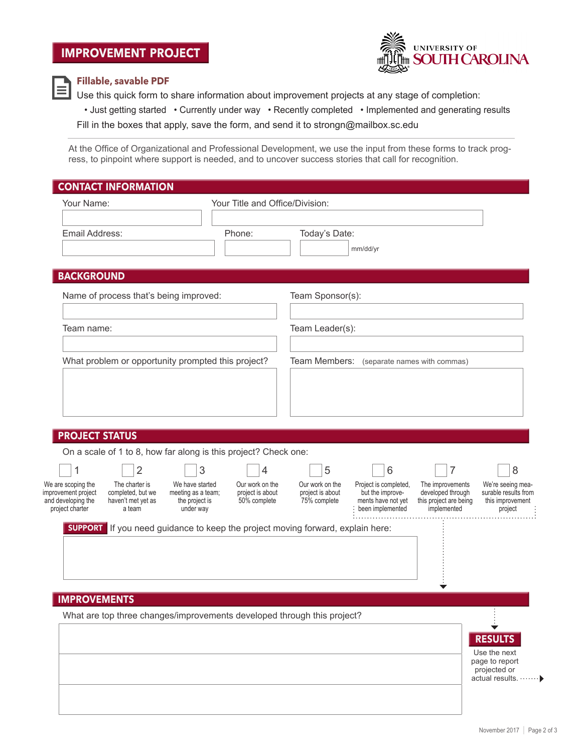# IMPROVEMENT PROJECT

UNIVERSITY OF SOUTH CAROLINA

**Fillable, savable PDF**

Use this quick form to share information about improvement projects at any stage of completion:

- Just getting started
- Currently under way
- Recently completed
- Implemented and generating results

Fill in the boxes that apply, save the form, and send it to strongn@mailbox.sc.edu

At the Office of Organizational and Professional Development, we use the input from these forms to track progress, to pinpoint where support is needed, and to uncover success stories that call for recognition.

## CONTACT INFORMATION

Your Name:

Your Title and Office/Division:

Email Address:

Phone:

Today's Date: mm/dd/yr

## BACKGROUND

Name of process that's being improved:

Team Sponsor(s):

Team name:

Team Leader(s):

What problem or opportunity prompted this project?

Team Members: (separate names with commas)

## PROJECT STATUS

On a scale of 1 to 8, how far along is this project? Check one:

| 1 | 2 | 3 | 4 | 5 | 6 | 7 | 8 |
|---|---|---|---|---|---|---|---|
| We are scoping the improvement project and developing the project charter | The charter is completed, but we haven't met yet as a team | We have started meeting as a team; the project is under way | Our work on the project is about 50% complete | Our work on the project is about 75% complete | Project is completed, but the improvements have not yet been implemented | The improvements developed through this project are being implemented | We're seeing measurable results from this improvement project |

**SUPPORT** If you need guidance to keep the project moving forward, explain here:

## IMPROVEMENTS

What are top three changes/improvements developed through this project?

**RESULTS**

Use the next page to report projected or actual results.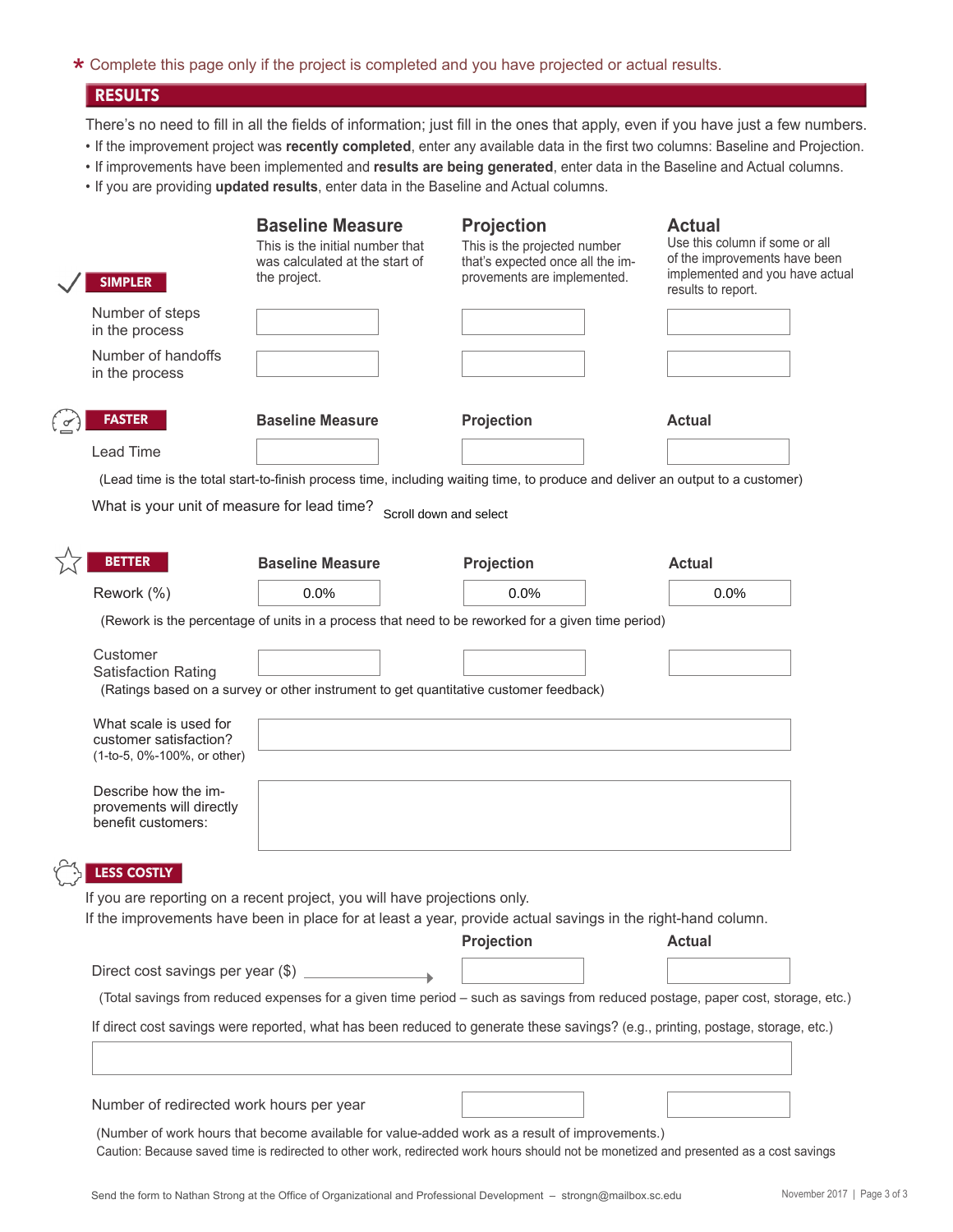* Complete this page only if the project is completed and you have projected or actual results.

## RESULTS

There's no need to fill in all the fields of information; just fill in the ones that apply, even if you have just a few numbers.

- If the improvement project was **recently completed**, enter any available data in the first two columns: Baseline and Projection.
- If improvements have been implemented and **results are being generated**, enter data in the Baseline and Actual columns.
- If you are providing **updated results**, enter data in the Baseline and Actual columns.

### SIMPLER

| | Baseline Measure<br>This is the initial number that was calculated at the start of the project. | Projection<br>This is the projected number that's expected once all the improvements are implemented. | Actual<br>Use this column if some or all of the improvements have been implemented and you have actual results to report. |
|---|---|---|---|
| Number of steps in the process | | | |
| Number of handoffs in the process | | | |

### FASTER

| | Baseline Measure | Projection | Actual |
|---|---|---|---|
| Lead Time | | | |

(Lead time is the total start-to-finish process time, including waiting time, to produce and deliver an output to a customer)

What is your unit of measure for lead time? Scroll down and select

### BETTER

| | Baseline Measure | Projection | Actual |
|---|---|---|---|
| Rework (%) | 0.0% | 0.0% | 0.0% |

(Rework is the percentage of units in a process that need to be reworked for a given time period)

| | Baseline Measure | Projection | Actual |
|---|---|---|---|
| Customer Satisfaction Rating | | | |

(Ratings based on a survey or other instrument to get quantitative customer feedback)

What scale is used for customer satisfaction? (1-to-5, 0%-100%, or other)

Describe how the improvements will directly benefit customers:

### LESS COSTLY

If you are reporting on a recent project, you will have projections only.
If the improvements have been in place for at least a year, provide actual savings in the right-hand column.

| | Projection | Actual |
|---|---|---|
| Direct cost savings per year ($) | | |

(Total savings from reduced expenses for a given time period – such as savings from reduced postage, paper cost, storage, etc.)

If direct cost savings were reported, what has been reduced to generate these savings? (e.g., printing, postage, storage, etc.)

| | Projection | Actual |
|---|---|---|
| Number of redirected work hours per year | | |

(Number of work hours that become available for value-added work as a result of improvements.)
Caution: Because saved time is redirected to other work, redirected work hours should not be monetized and presented as a cost savings

Send the form to Nathan Strong at the Office of Organizational and Professional Development – strongn@mailbox.sc.edu

November 2017